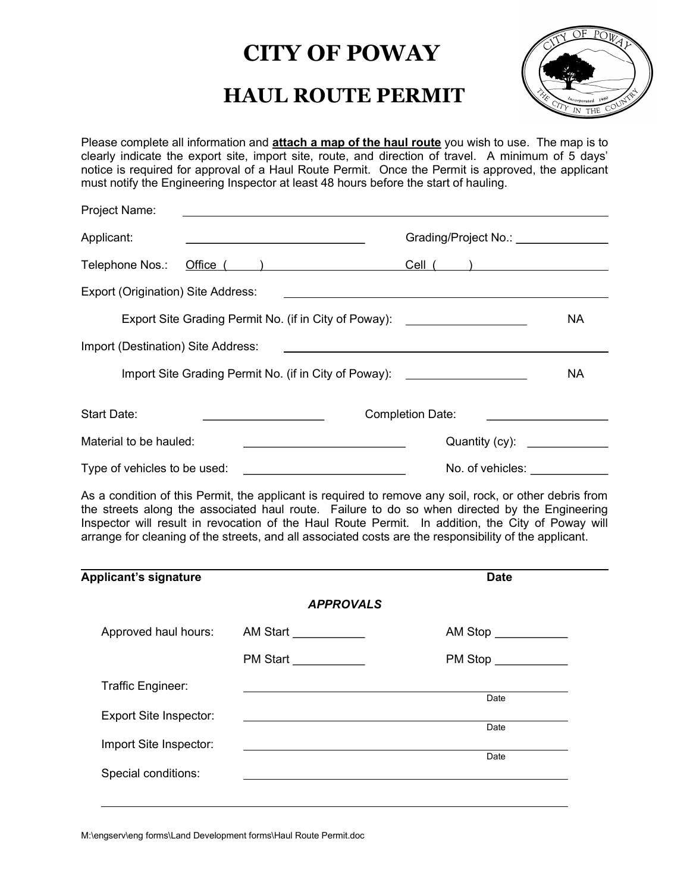# CITY OF POWAY

## HAUL ROUTE PERMIT

Please complete all information and **attach a map of the haul route** you wish to use. The map is to clearly indicate the export site, import site, route, and direction of travel. A minimum of 5 days' notice is required for approval of a Haul Route Permit. Once the Permit is approved, the applicant must notify the Engineering Inspector at least 48 hours before the start of hauling.

Project Name: ______________________________________________

Applicant: ____________________________ Grading/Project No.: ______________

Telephone Nos.: Office ( ) ____________________ Cell ( ) ____________________

Export (Origination) Site Address: ______________________________________________

Export Site Grading Permit No. (if in City of Poway): ____________________ NA

Import (Destination) Site Address: ______________________________________________

Import Site Grading Permit No. (if in City of Poway): ____________________ NA

Start Date: ____________________ Completion Date: ____________________

Material to be hauled: _________________________ Quantity (cy): _____________

Type of vehicles to be used: _________________________ No. of vehicles: _____________

As a condition of this Permit, the applicant is required to remove any soil, rock, or other debris from the streets along the associated haul route. Failure to do so when directed by the Engineering Inspector will result in revocation of the Haul Route Permit. In addition, the City of Poway will arrange for cleaning of the streets, and all associated costs are the responsibility of the applicant.

______________________________________________________________________

**Applicant's signature** **Date**

***APPROVALS***

Approved haul hours: AM Start ___________ AM Stop ___________

PM Start ___________ PM Stop ___________

Traffic Engineer: ______________________________________________ Date

Export Site Inspector: ______________________________________________ Date

Import Site Inspector: ______________________________________________ Date

Special conditions: ______________________________________________

______________________________________________________________________

M:\engserv\eng forms\Land Development forms\Haul Route Permit.doc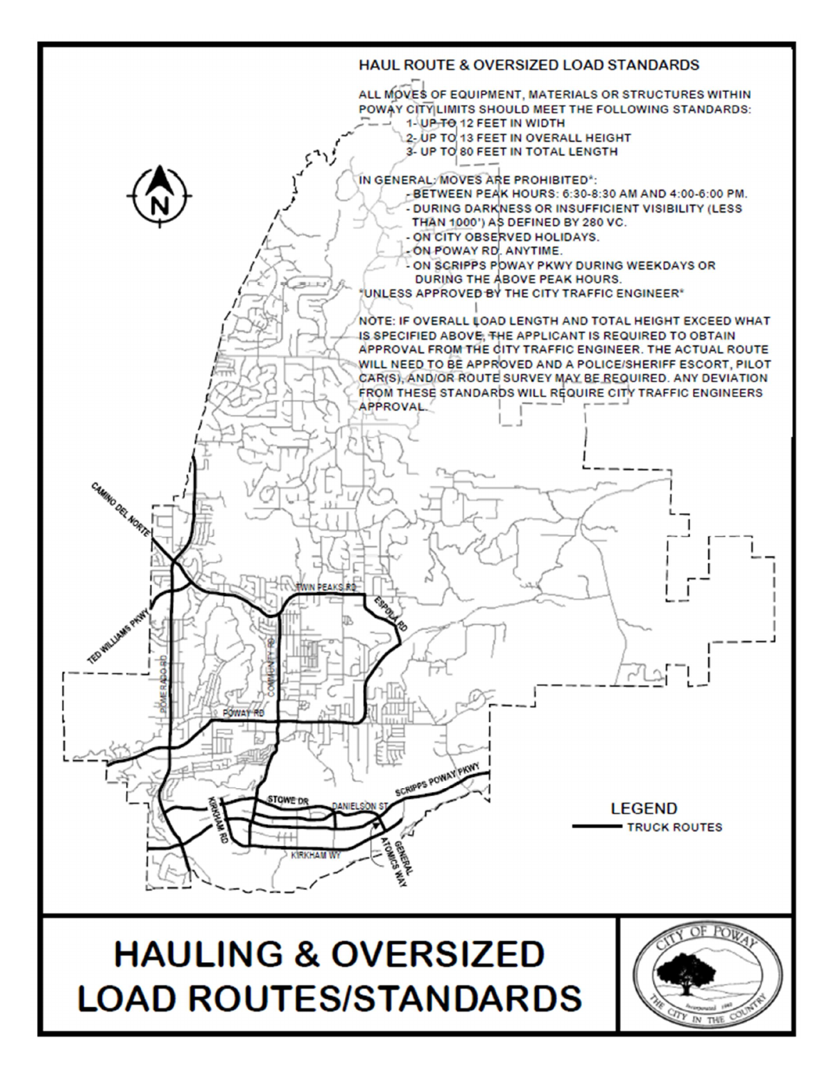## HAUL ROUTE & OVERSIZED LOAD STANDARDS

ALL MOVES OF EQUIPMENT, MATERIALS OR STRUCTURES WITHIN POWAY CITY LIMITS SHOULD MEET THE FOLLOWING STANDARDS:

1- UP TO 12 FEET IN WIDTH
2- UP TO 13 FEET IN OVERALL HEIGHT
3- UP TO 80 FEET IN TOTAL LENGTH

IN GENERAL; MOVES ARE PROHIBITED*:

- BETWEEN PEAK HOURS: 6:30-8:30 AM AND 4:00-6:00 PM.
- DURING DARKNESS OR INSUFFICIENT VISIBILITY (LESS THAN 1000') AS DEFINED BY 280 VC.
- ON CITY OBSERVED HOLIDAYS.
- ON POWAY RD. ANYTIME.
- ON SCRIPPS POWAY PKWY DURING WEEKDAYS OR DURING THE ABOVE PEAK HOURS.

*UNLESS APPROVED BY THE CITY TRAFFIC ENGINEER*

NOTE: IF OVERALL LOAD LENGTH AND TOTAL HEIGHT EXCEED WHAT IS SPECIFIED ABOVE, THE APPLICANT IS REQUIRED TO OBTAIN APPROVAL FROM THE CITY TRAFFIC ENGINEER. THE ACTUAL ROUTE WILL NEED TO BE APPROVED AND A POLICE/SHERIFF ESCORT, PILOT CAR(S), AND/OR ROUTE SURVEY MAY BE REQUIRED. ANY DEVIATION FROM THESE STANDARDS WILL REQUIRE CITY TRAFFIC ENGINEERS APPROVAL.

N

CAMINO DEL NORTE
TED WILLIAMS PKWY
POMERADO RD
COMMUNITY RD
TWIN PEAKS RD
ESPOLA RD
POWAY RD
STOWE DR
DANIELSON ST
SCRIPPS POWAY PKWY
KIRKHAM RD
KIRKHAM WY
GENERAL ATOMICS WAY

LEGEND
TRUCK ROUTES

# HAULING & OVERSIZED LOAD ROUTES/STANDARDS

CITY OF POWAY
Incorporated 1980
THE CITY IN THE COUNTRY